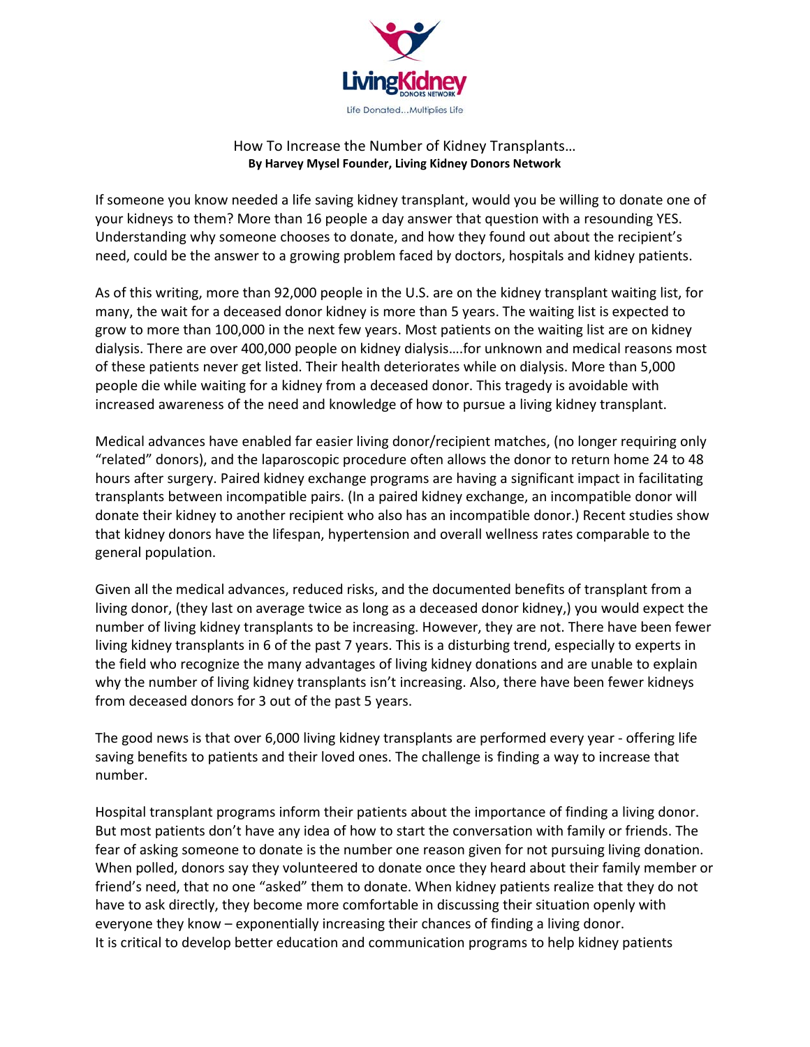# How To Increase the Number of Kidney Transplants…

**By Harvey Mysel Founder, Living Kidney Donors Network**

If someone you know needed a life saving kidney transplant, would you be willing to donate one of your kidneys to them? More than 16 people a day answer that question with a resounding YES. Understanding why someone chooses to donate, and how they found out about the recipient's need, could be the answer to a growing problem faced by doctors, hospitals and kidney patients.

As of this writing, more than 92,000 people in the U.S. are on the kidney transplant waiting list, for many, the wait for a deceased donor kidney is more than 5 years. The waiting list is expected to grow to more than 100,000 in the next few years. Most patients on the waiting list are on kidney dialysis. There are over 400,000 people on kidney dialysis….for unknown and medical reasons most of these patients never get listed. Their health deteriorates while on dialysis. More than 5,000 people die while waiting for a kidney from a deceased donor. This tragedy is avoidable with increased awareness of the need and knowledge of how to pursue a living kidney transplant.

Medical advances have enabled far easier living donor/recipient matches, (no longer requiring only "related" donors), and the laparoscopic procedure often allows the donor to return home 24 to 48 hours after surgery. Paired kidney exchange programs are having a significant impact in facilitating transplants between incompatible pairs. (In a paired kidney exchange, an incompatible donor will donate their kidney to another recipient who also has an incompatible donor.) Recent studies show that kidney donors have the lifespan, hypertension and overall wellness rates comparable to the general population.

Given all the medical advances, reduced risks, and the documented benefits of transplant from a living donor, (they last on average twice as long as a deceased donor kidney,) you would expect the number of living kidney transplants to be increasing. However, they are not. There have been fewer living kidney transplants in 6 of the past 7 years. This is a disturbing trend, especially to experts in the field who recognize the many advantages of living kidney donations and are unable to explain why the number of living kidney transplants isn't increasing. Also, there have been fewer kidneys from deceased donors for 3 out of the past 5 years.

The good news is that over 6,000 living kidney transplants are performed every year - offering life saving benefits to patients and their loved ones. The challenge is finding a way to increase that number.

Hospital transplant programs inform their patients about the importance of finding a living donor. But most patients don't have any idea of how to start the conversation with family or friends. The fear of asking someone to donate is the number one reason given for not pursuing living donation. When polled, donors say they volunteered to donate once they heard about their family member or friend's need, that no one "asked" them to donate. When kidney patients realize that they do not have to ask directly, they become more comfortable in discussing their situation openly with everyone they know – exponentially increasing their chances of finding a living donor.

It is critical to develop better education and communication programs to help kidney patients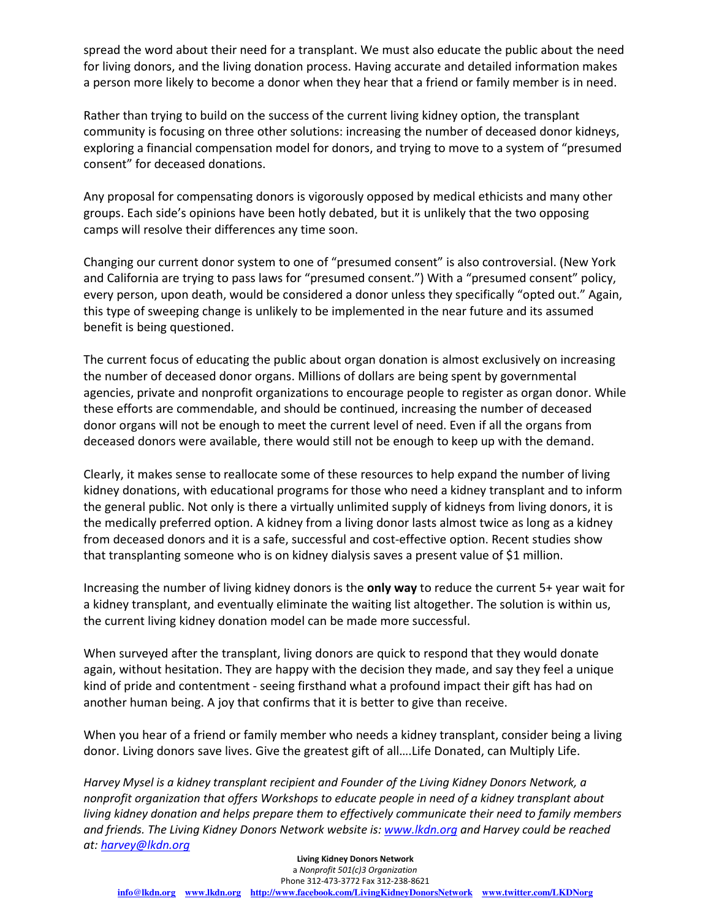spread the word about their need for a transplant. We must also educate the public about the need for living donors, and the living donation process. Having accurate and detailed information makes a person more likely to become a donor when they hear that a friend or family member is in need.

Rather than trying to build on the success of the current living kidney option, the transplant community is focusing on three other solutions: increasing the number of deceased donor kidneys, exploring a financial compensation model for donors, and trying to move to a system of "presumed consent" for deceased donations.

Any proposal for compensating donors is vigorously opposed by medical ethicists and many other groups. Each side's opinions have been hotly debated, but it is unlikely that the two opposing camps will resolve their differences any time soon.

Changing our current donor system to one of "presumed consent" is also controversial. (New York and California are trying to pass laws for "presumed consent.") With a "presumed consent" policy, every person, upon death, would be considered a donor unless they specifically "opted out." Again, this type of sweeping change is unlikely to be implemented in the near future and its assumed benefit is being questioned.

The current focus of educating the public about organ donation is almost exclusively on increasing the number of deceased donor organs. Millions of dollars are being spent by governmental agencies, private and nonprofit organizations to encourage people to register as organ donor. While these efforts are commendable, and should be continued, increasing the number of deceased donor organs will not be enough to meet the current level of need. Even if all the organs from deceased donors were available, there would still not be enough to keep up with the demand.

Clearly, it makes sense to reallocate some of these resources to help expand the number of living kidney donations, with educational programs for those who need a kidney transplant and to inform the general public. Not only is there a virtually unlimited supply of kidneys from living donors, it is the medically preferred option. A kidney from a living donor lasts almost twice as long as a kidney from deceased donors and it is a safe, successful and cost-effective option. Recent studies show that transplanting someone who is on kidney dialysis saves a present value of $1 million.

Increasing the number of living kidney donors is the **only way** to reduce the current 5+ year wait for a kidney transplant, and eventually eliminate the waiting list altogether. The solution is within us, the current living kidney donation model can be made more successful.

When surveyed after the transplant, living donors are quick to respond that they would donate again, without hesitation. They are happy with the decision they made, and say they feel a unique kind of pride and contentment - seeing firsthand what a profound impact their gift has had on another human being. A joy that confirms that it is better to give than receive.

When you hear of a friend or family member who needs a kidney transplant, consider being a living donor. Living donors save lives. Give the greatest gift of all….Life Donated, can Multiply Life.

*Harvey Mysel is a kidney transplant recipient and Founder of the Living Kidney Donors Network, a nonprofit organization that offers Workshops to educate people in need of a kidney transplant about living kidney donation and helps prepare them to effectively communicate their need to family members and friends. The Living Kidney Donors Network website is: [www.lkdn.org](www.lkdn.org) and Harvey could be reached at: [harvey@lkdn.org](mailto:harvey@lkdn.org)*

**Living Kidney Donors Network**
a *Nonprofit 501(c)3 Organization*
Phone 312-473-3772 Fax 312-238-8621
**info@lkdn.org www.lkdn.org http://www.facebook.com/LivingKidneyDonorsNetwork www.twitter.com/LKDNorg**